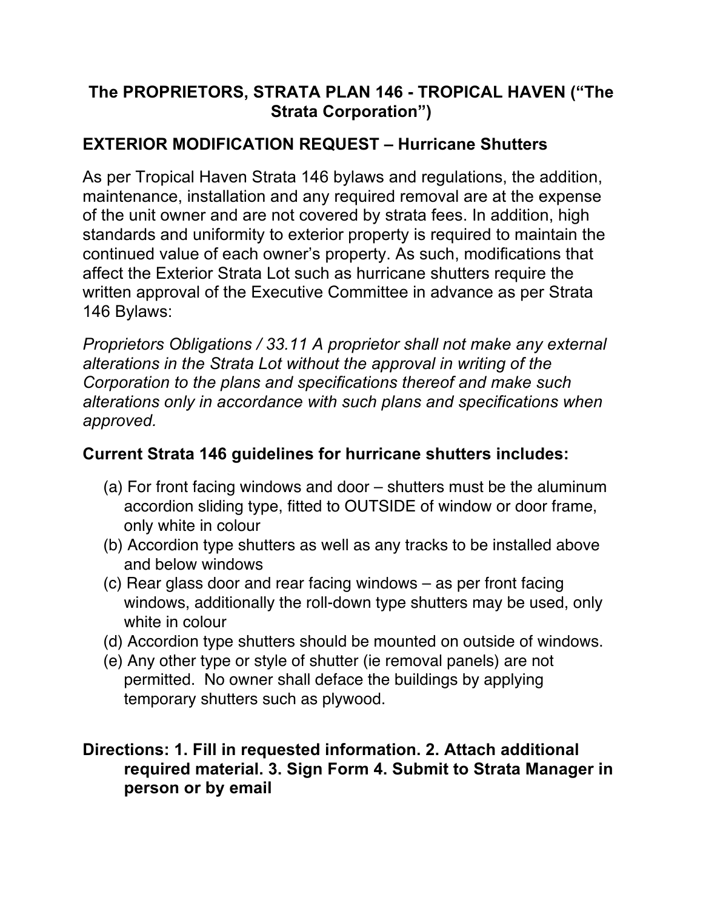# The PROPRIETORS, STRATA PLAN 146 - TROPICAL HAVEN (“The Strata Corporation”)

## EXTERIOR MODIFICATION REQUEST – Hurricane Shutters

As per Tropical Haven Strata 146 bylaws and regulations, the addition, maintenance, installation and any required removal are at the expense of the unit owner and are not covered by strata fees. In addition, high standards and uniformity to exterior property is required to maintain the continued value of each owner’s property. As such, modifications that affect the Exterior Strata Lot such as hurricane shutters require the written approval of the Executive Committee in advance as per Strata 146 Bylaws:

*Proprietors Obligations / 33.11 A proprietor shall not make any external alterations in the Strata Lot without the approval in writing of the Corporation to the plans and specifications thereof and make such alterations only in accordance with such plans and specifications when approved.*

### Current Strata 146 guidelines for hurricane shutters includes:

(a) For front facing windows and door – shutters must be the aluminum accordion sliding type, fitted to OUTSIDE of window or door frame, only white in colour

(b) Accordion type shutters as well as any tracks to be installed above and below windows

(c) Rear glass door and rear facing windows – as per front facing windows, additionally the roll-down type shutters may be used, only white in colour

(d) Accordion type shutters should be mounted on outside of windows.

(e) Any other type or style of shutter (ie removal panels) are not permitted. No owner shall deface the buildings by applying temporary shutters such as plywood.

**Directions: 1. Fill in requested information. 2. Attach additional required material. 3. Sign Form 4. Submit to Strata Manager in person or by email**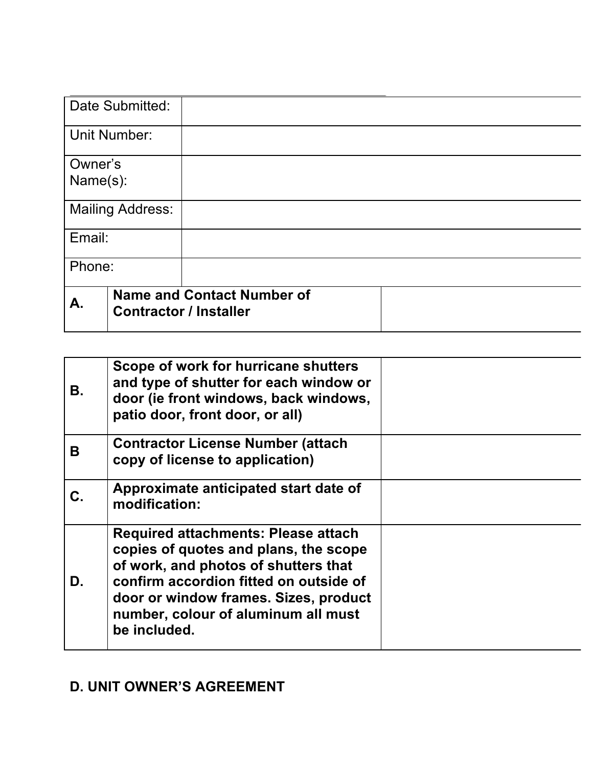| Date Submitted: | |
|---|---|
| Unit Number: | |
| Owner's Name(s): | |
| Mailing Address: | |
| Email: | |
| Phone: | |

| | | |
|---|---|---|
| **A.** | **Name and Contact Number of Contractor / Installer** | |

| | | |
|---|---|---|
| **B.** | **Scope of work for hurricane shutters and type of shutter for each window or door (ie front windows, back windows, patio door, front door, or all)** | |
| **B** | **Contractor License Number (attach copy of license to application)** | |
| **C.** | **Approximate anticipated start date of modification:** | |
| **D.** | **Required attachments: Please attach copies of quotes and plans, the scope of work, and photos of shutters that confirm accordion fitted on outside of door or window frames. Sizes, product number, colour of aluminum all must be included.** | |

**D. UNIT OWNER'S AGREEMENT**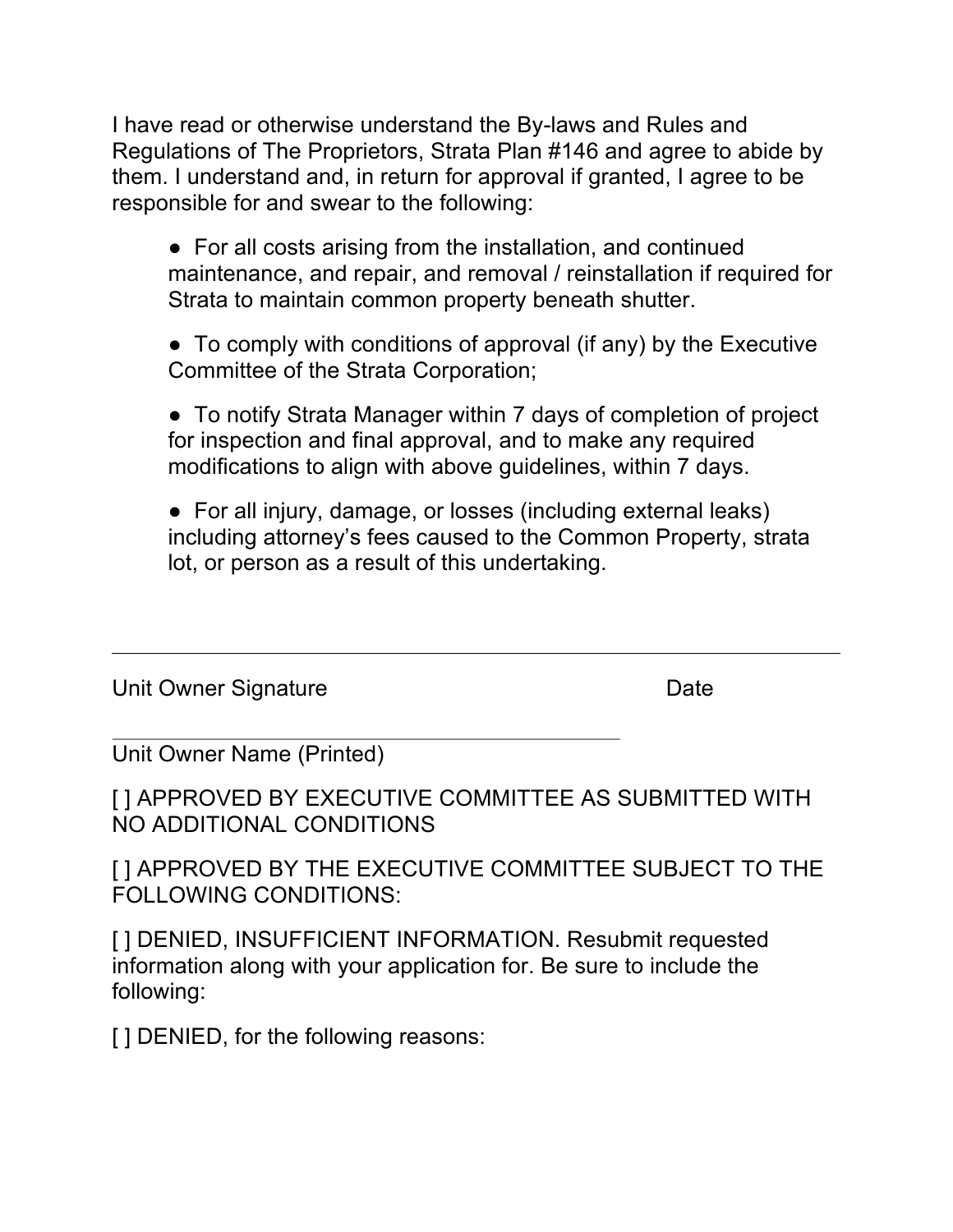I have read or otherwise understand the By-laws and Rules and Regulations of The Proprietors, Strata Plan #146 and agree to abide by them. I understand and, in return for approval if granted, I agree to be responsible for and swear to the following:

- For all costs arising from the installation, and continued maintenance, and repair, and removal / reinstallation if required for Strata to maintain common property beneath shutter.
- To comply with conditions of approval (if any) by the Executive Committee of the Strata Corporation;
- To notify Strata Manager within 7 days of completion of project for inspection and final approval, and to make any required modifications to align with above guidelines, within 7 days.
- For all injury, damage, or losses (including external leaks) including attorney's fees caused to the Common Property, strata lot, or person as a result of this undertaking.

---

Unit Owner Signature Date

\_\_\_\_\_\_\_\_\_\_\_\_\_\_\_\_\_\_\_\_\_\_\_\_\_\_\_\_\_\_\_\_\_\_\_\_\_\_\_\_

Unit Owner Name (Printed)

[ ] APPROVED BY EXECUTIVE COMMITTEE AS SUBMITTED WITH NO ADDITIONAL CONDITIONS

[ ] APPROVED BY THE EXECUTIVE COMMITTEE SUBJECT TO THE FOLLOWING CONDITIONS:

[ ] DENIED, INSUFFICIENT INFORMATION. Resubmit requested information along with your application for. Be sure to include the following:

[ ] DENIED, for the following reasons: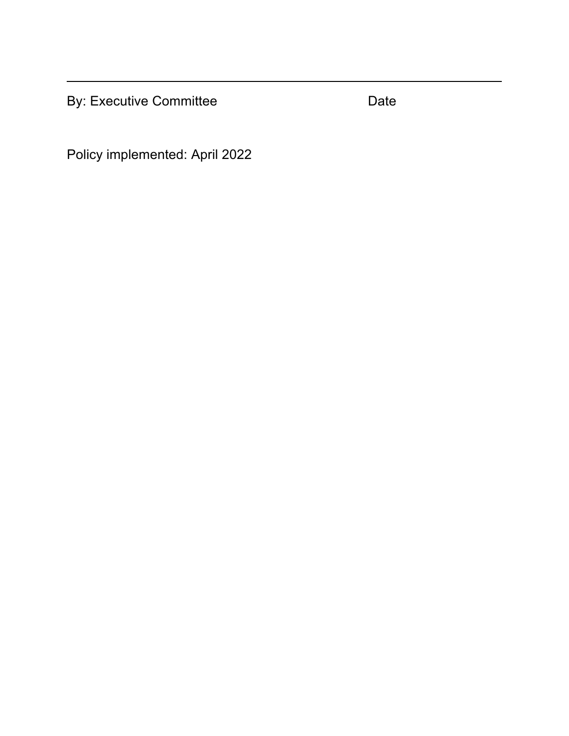---

By: Executive Committee                                        Date

Policy implemented: April 2022